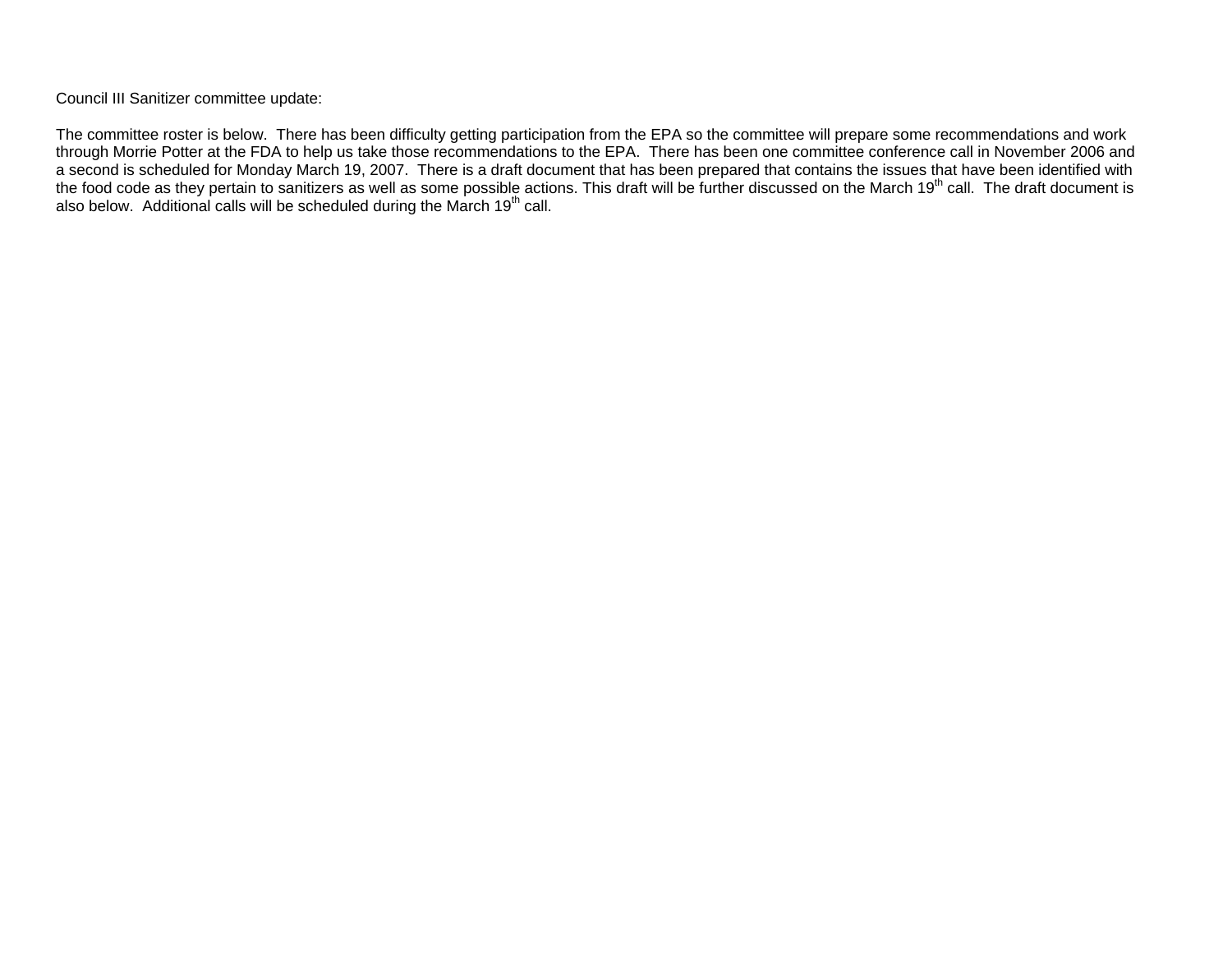Council III Sanitizer committee update:

The committee roster is below. There has been difficulty getting participation from the EPA so the committee will prepare some recommendations and work through Morrie Potter at the FDA to help us take those recommendations to the EPA. There has been one committee conference call in November 2006 and a second is scheduled for Monday March 19, 2007. There is a draft document that has been prepared that contains the issues that have been identified with the food code as they pertain to sanitizers as well as some possible actions. This draft will be further discussed on the March 19th call. The draft document is also below. Additional calls will be scheduled during the March 19th call.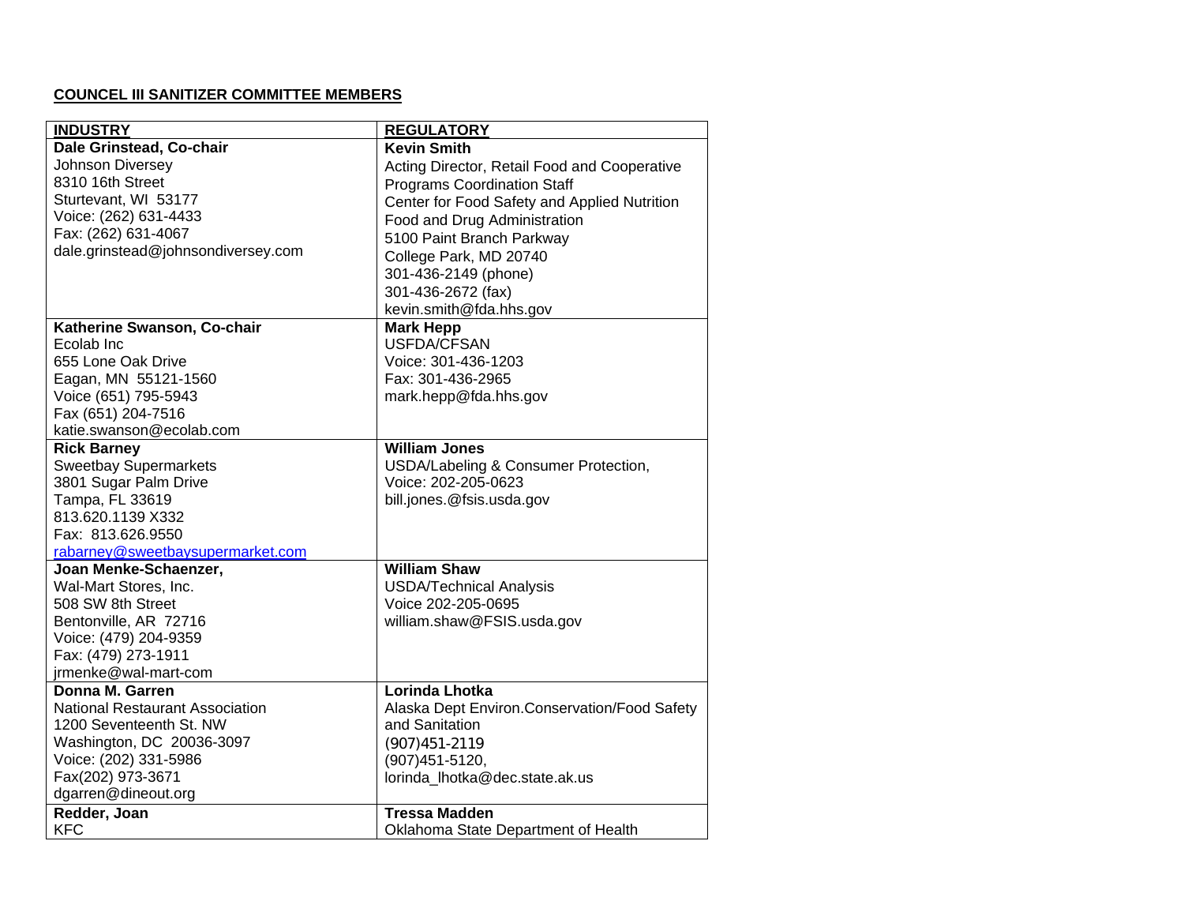**COUNCEL III SANITIZER COMMITTEE MEMBERS**

| INDUSTRY | REGULATORY |
|---|---|
| **Dale Grinstead, Co-chair**<br>Johnson Diversey<br>8310 16th Street<br>Sturtevant, WI 53177<br>Voice: (262) 631-4433<br>Fax: (262) 631-4067<br>dale.grinstead@johnsondiversey.com | **Kevin Smith**<br>Acting Director, Retail Food and Cooperative Programs Coordination Staff<br>Center for Food Safety and Applied Nutrition<br>Food and Drug Administration<br>5100 Paint Branch Parkway<br>College Park, MD 20740<br>301-436-2149 (phone)<br>301-436-2672 (fax)<br>kevin.smith@fda.hhs.gov |
| **Katherine Swanson, Co-chair**<br>Ecolab Inc<br>655 Lone Oak Drive<br>Eagan, MN 55121-1560<br>Voice (651) 795-5943<br>Fax (651) 204-7516<br>katie.swanson@ecolab.com | **Mark Hepp**<br>USFDA/CFSAN<br>Voice: 301-436-1203<br>Fax: 301-436-2965<br>mark.hepp@fda.hhs.gov |
| **Rick Barney**<br>Sweetbay Supermarkets<br>3801 Sugar Palm Drive<br>Tampa, FL 33619<br>813.620.1139 X332<br>Fax: 813.626.9550<br>rabarney@sweetbaysupermarket.com | **William Jones**<br>USDA/Labeling & Consumer Protection,<br>Voice: 202-205-0623<br>bill.jones.@fsis.usda.gov |
| **Joan Menke-Schaenzer,**<br>Wal-Mart Stores, Inc.<br>508 SW 8th Street<br>Bentonville, AR 72716<br>Voice: (479) 204-9359<br>Fax: (479) 273-1911<br>jrmenke@wal-mart-com | **William Shaw**<br>USDA/Technical Analysis<br>Voice 202-205-0695<br>william.shaw@FSIS.usda.gov |
| **Donna M. Garren**<br>National Restaurant Association<br>1200 Seventeenth St. NW<br>Washington, DC 20036-3097<br>Voice: (202) 331-5986<br>Fax(202) 973-3671<br>dgarren@dineout.org | **Lorinda Lhotka**<br>Alaska Dept Environ.Conservation/Food Safety and Sanitation<br>(907)451-2119<br>(907)451-5120,<br>lorinda_lhotka@dec.state.ak.us |
| **Redder, Joan**<br>KFC | **Tressa Madden**<br>Oklahoma State Department of Health |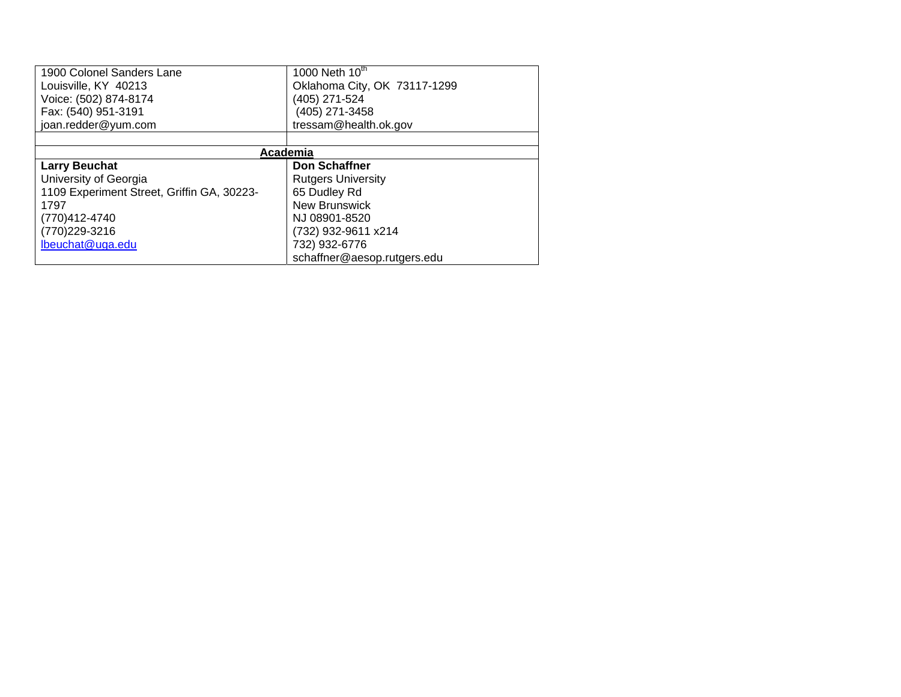| 1900 Colonel Sanders Lane<br>Louisville, KY 40213<br>Voice: (502) 874-8174<br>Fax: (540) 951-3191<br>joan.redder@yum.com | 1000 Neth 10th<br>Oklahoma City, OK 73117-1299<br>(405) 271-524<br>(405) 271-3458<br>tressam@health.ok.gov |
|---|---|
| | |
| **Academia** | |
| **Larry Beuchat**<br>University of Georgia<br>1109 Experiment Street, Griffin GA, 30223-1797<br>(770)412-4740<br>(770)229-3216<br>lbeuchat@uga.edu | **Don Schaffner**<br>Rutgers University<br>65 Dudley Rd<br>New Brunswick<br>NJ 08901-8520<br>(732) 932-9611 x214<br>732) 932-6776<br>schaffner@aesop.rutgers.edu |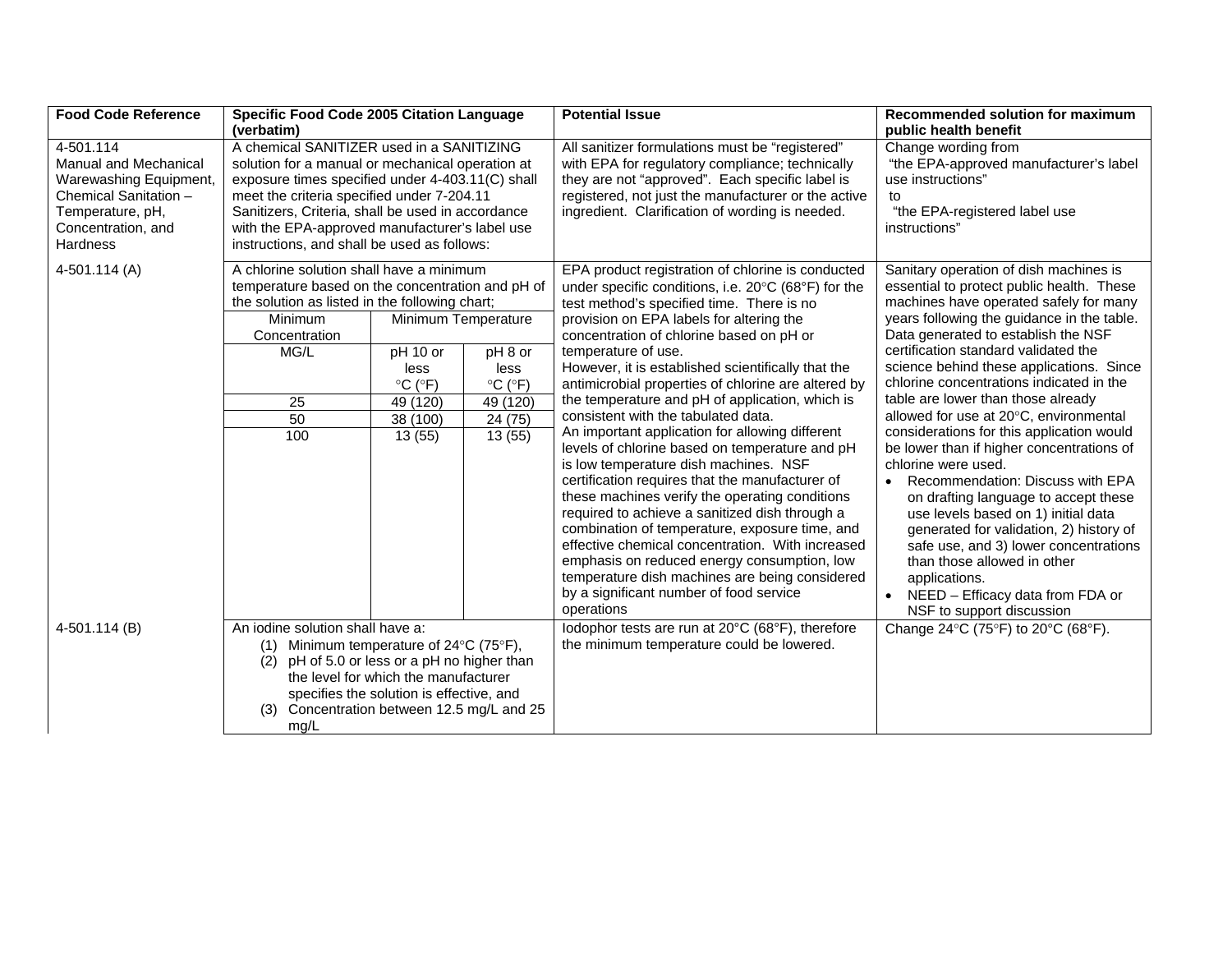| Food Code Reference | Specific Food Code 2005 Citation Language (verbatim) | Potential Issue | Recommended solution for maximum public health benefit |
|---|---|---|---|
| 4-501.114 Manual and Mechanical Warewashing Equipment, Chemical Sanitation – Temperature, pH, Concentration, and Hardness | A chemical SANITIZER used in a SANITIZING solution for a manual or mechanical operation at exposure times specified under 4-403.11(C) shall meet the criteria specified under 7-204.11 Sanitizers, Criteria, shall be used in accordance with the EPA-approved manufacturer's label use instructions, and shall be used as follows: | All sanitizer formulations must be "registered" with EPA for regulatory compliance; technically they are not "approved". Each specific label is registered, not just the manufacturer or the active ingredient. Clarification of wording is needed. | Change wording from "the EPA-approved manufacturer's label use instructions" to "the EPA-registered label use instructions" |
| 4-501.114 (A) | A chlorine solution shall have a minimum temperature based on the concentration and pH of the solution as listed in the following chart;<br><br>Minimum Concentration MG/L — Minimum Temperature pH 10 or less °C (°F) / pH 8 or less °C (°F):<br>25 — 49 (120) / 49 (120)<br>50 — 38 (100) / 24 (75)<br>100 — 13 (55) / 13 (55) | EPA product registration of chlorine is conducted under specific conditions, i.e. 20°C (68°F) for the test method's specified time. There is no provision on EPA labels for altering the concentration of chlorine based on pH or temperature of use.<br>However, it is established scientifically that the antimicrobial properties of chlorine are altered by the temperature and pH of application, which is consistent with the tabulated data.<br>An important application for allowing different levels of chlorine based on temperature and pH is low temperature dish machines. NSF certification requires that the manufacturer of these machines verify the operating conditions required to achieve a sanitized dish through a combination of temperature, exposure time, and effective chemical concentration. With increased emphasis on reduced energy consumption, low temperature dish machines are being considered by a significant number of food service operations | Sanitary operation of dish machines is essential to protect public health. These machines have operated safely for many years following the guidance in the table. Data generated to establish the NSF certification standard validated the science behind these applications. Since chlorine concentrations indicated in the table are lower than those already allowed for use at 20°C, environmental considerations for this application would be lower than if higher concentrations of chlorine were used.<br>• Recommendation: Discuss with EPA on drafting language to accept these use levels based on 1) initial data generated for validation, 2) history of safe use, and 3) lower concentrations than those allowed in other applications.<br>• NEED – Efficacy data from FDA or NSF to support discussion |
| 4-501.114 (B) | An iodine solution shall have a:<br>(1) Minimum temperature of 24°C (75°F),<br>(2) pH of 5.0 or less or a pH no higher than the level for which the manufacturer specifies the solution is effective, and<br>(3) Concentration between 12.5 mg/L and 25 mg/L | Iodophor tests are run at 20°C (68°F), therefore the minimum temperature could be lowered. | Change 24°C (75°F) to 20°C (68°F). |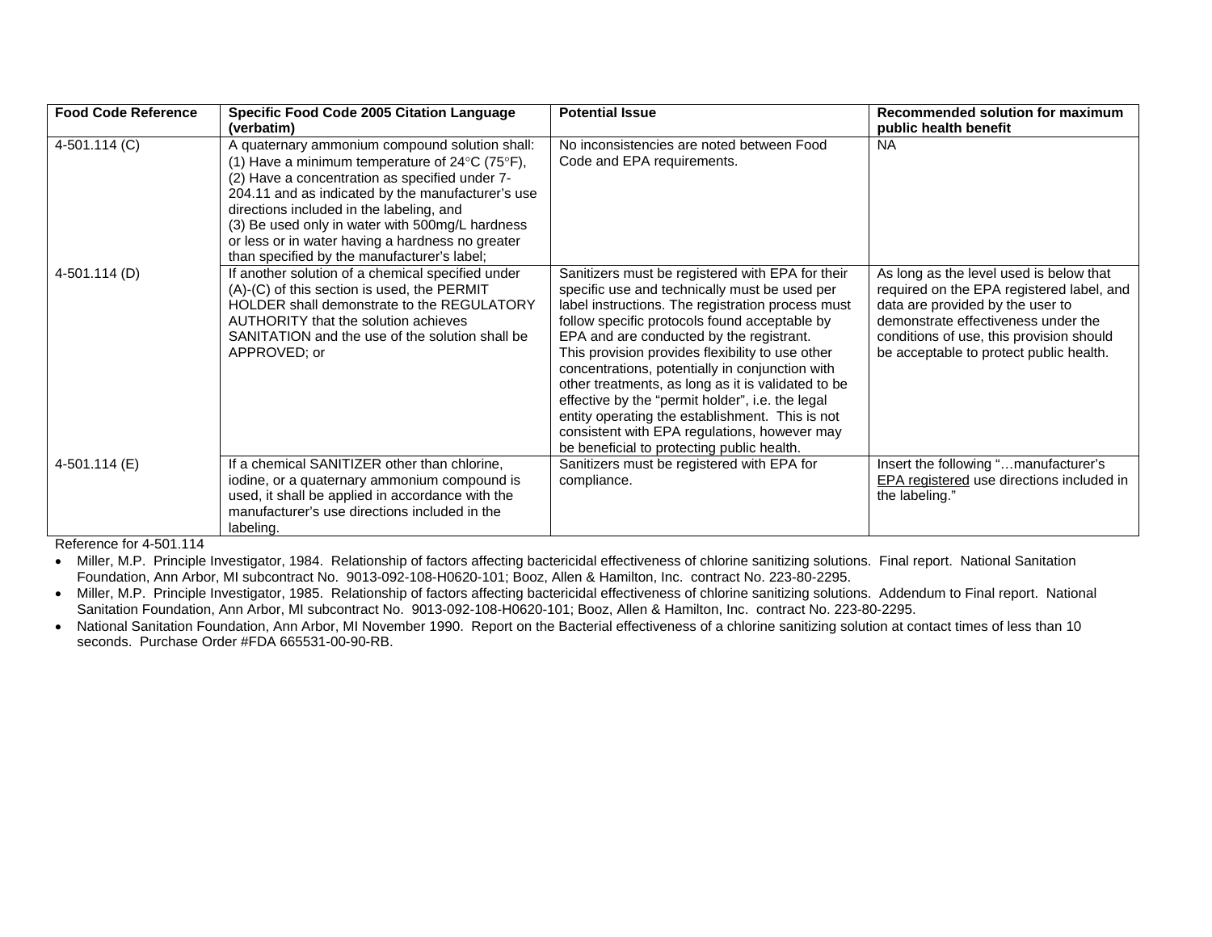| Food Code Reference | Specific Food Code 2005 Citation Language (verbatim) | Potential Issue | Recommended solution for maximum public health benefit |
|---|---|---|---|
| 4-501.114 (C) | A quaternary ammonium compound solution shall: (1) Have a minimum temperature of 24°C (75°F), (2) Have a concentration as specified under 7-204.11 and as indicated by the manufacturer's use directions included in the labeling, and (3) Be used only in water with 500mg/L hardness or less or in water having a hardness no greater than specified by the manufacturer's label; | No inconsistencies are noted between Food Code and EPA requirements. | NA |
| 4-501.114 (D) | If another solution of a chemical specified under (A)-(C) of this section is used, the PERMIT HOLDER shall demonstrate to the REGULATORY AUTHORITY that the solution achieves SANITATION and the use of the solution shall be APPROVED; or | Sanitizers must be registered with EPA for their specific use and technically must be used per label instructions. The registration process must follow specific protocols found acceptable by EPA and are conducted by the registrant. This provision provides flexibility to use other concentrations, potentially in conjunction with other treatments, as long as it is validated to be effective by the "permit holder", i.e. the legal entity operating the establishment. This is not consistent with EPA regulations, however may be beneficial to protecting public health. | As long as the level used is below that required on the EPA registered label, and data are provided by the user to demonstrate effectiveness under the conditions of use, this provision should be acceptable to protect public health. |
| 4-501.114 (E) | If a chemical SANITIZER other than chlorine, iodine, or a quaternary ammonium compound is used, it shall be applied in accordance with the manufacturer's use directions included in the labeling. | Sanitizers must be registered with EPA for compliance. | Insert the following "…manufacturer's EPA registered use directions included in the labeling." |

Reference for 4-501.114

- Miller, M.P. Principle Investigator, 1984. Relationship of factors affecting bactericidal effectiveness of chlorine sanitizing solutions. Final report. National Sanitation Foundation, Ann Arbor, MI subcontract No. 9013-092-108-H0620-101; Booz, Allen & Hamilton, Inc. contract No. 223-80-2295.
- Miller, M.P. Principle Investigator, 1985. Relationship of factors affecting bactericidal effectiveness of chlorine sanitizing solutions. Addendum to Final report. National Sanitation Foundation, Ann Arbor, MI subcontract No. 9013-092-108-H0620-101; Booz, Allen & Hamilton, Inc. contract No. 223-80-2295.
- National Sanitation Foundation, Ann Arbor, MI November 1990. Report on the Bacterial effectiveness of a chlorine sanitizing solution at contact times of less than 10 seconds. Purchase Order #FDA 665531-00-90-RB.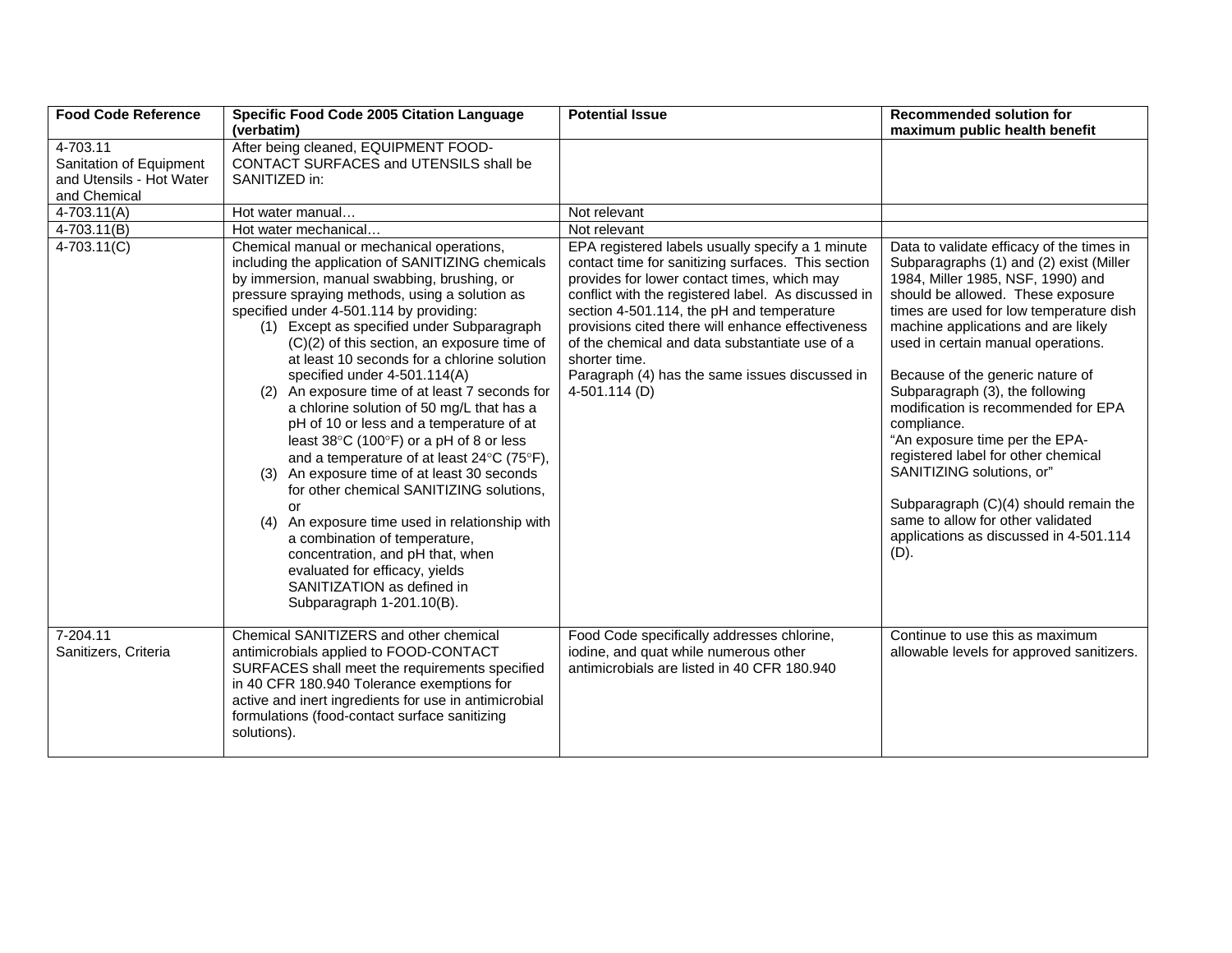| Food Code Reference | Specific Food Code 2005 Citation Language (verbatim) | Potential Issue | Recommended solution for maximum public health benefit |
|---|---|---|---|
| 4-703.11 Sanitation of Equipment and Utensils - Hot Water and Chemical | After being cleaned, EQUIPMENT FOOD-CONTACT SURFACES and UTENSILS shall be SANITIZED in: | | |
| 4-703.11(A) | Hot water manual… | Not relevant | |
| 4-703.11(B) | Hot water mechanical… | Not relevant | |
| 4-703.11(C) | Chemical manual or mechanical operations, including the application of SANITIZING chemicals by immersion, manual swabbing, brushing, or pressure spraying methods, using a solution as specified under 4-501.114 by providing:<br>(1) Except as specified under Subparagraph (C)(2) of this section, an exposure time of at least 10 seconds for a chlorine solution specified under 4-501.114(A)<br>(2) An exposure time of at least 7 seconds for a chlorine solution of 50 mg/L that has a pH of 10 or less and a temperature of at least 38°C (100°F) or a pH of 8 or less and a temperature of at least 24°C (75°F),<br>(3) An exposure time of at least 30 seconds for other chemical SANITIZING solutions, or<br>(4) An exposure time used in relationship with a combination of temperature, concentration, and pH that, when evaluated for efficacy, yields SANITIZATION as defined in Subparagraph 1-201.10(B). | EPA registered labels usually specify a 1 minute contact time for sanitizing surfaces. This section provides for lower contact times, which may conflict with the registered label. As discussed in section 4-501.114, the pH and temperature provisions cited there will enhance effectiveness of the chemical and data substantiate use of a shorter time.<br>Paragraph (4) has the same issues discussed in 4-501.114 (D) | Data to validate efficacy of the times in Subparagraphs (1) and (2) exist (Miller 1984, Miller 1985, NSF, 1990) and should be allowed. These exposure times are used for low temperature dish machine applications and are likely used in certain manual operations.<br><br>Because of the generic nature of Subparagraph (3), the following modification is recommended for EPA compliance.<br>"An exposure time per the EPA-registered label for other chemical SANITIZING solutions, or"<br><br>Subparagraph (C)(4) should remain the same to allow for other validated applications as discussed in 4-501.114 (D). |
| 7-204.11 Sanitizers, Criteria | Chemical SANITIZERS and other chemical antimicrobials applied to FOOD-CONTACT SURFACES shall meet the requirements specified in 40 CFR 180.940 Tolerance exemptions for active and inert ingredients for use in antimicrobial formulations (food-contact surface sanitizing solutions). | Food Code specifically addresses chlorine, iodine, and quat while numerous other antimicrobials are listed in 40 CFR 180.940 | Continue to use this as maximum allowable levels for approved sanitizers. |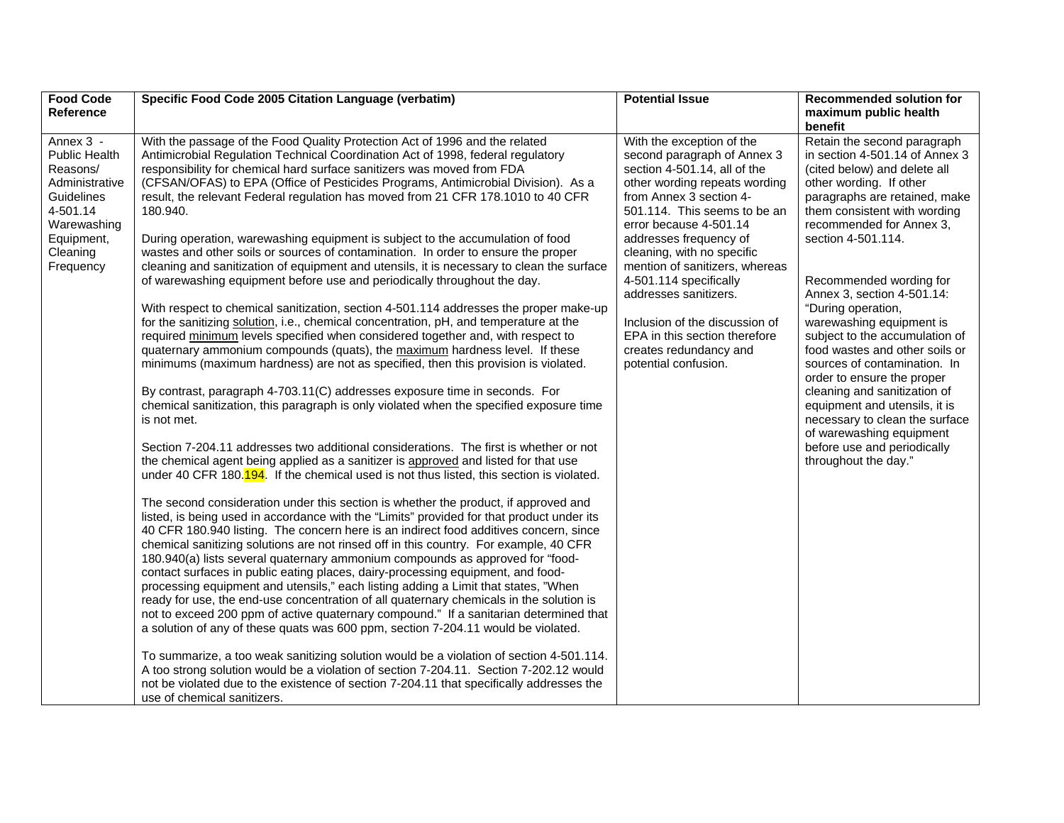| Food Code Reference | Specific Food Code 2005 Citation Language (verbatim) | Potential Issue | Recommended solution for maximum public health benefit |
|---|---|---|---|
| Annex 3 - Public Health Reasons/ Administrative Guidelines 4-501.14 Warewashing Equipment, Cleaning Frequency | With the passage of the Food Quality Protection Act of 1996 and the related Antimicrobial Regulation Technical Coordination Act of 1998, federal regulatory responsibility for chemical hard surface sanitizers was moved from FDA (CFSAN/OFAS) to EPA (Office of Pesticides Programs, Antimicrobial Division). As a result, the relevant Federal regulation has moved from 21 CFR 178.1010 to 40 CFR 180.940.<br><br>During operation, warewashing equipment is subject to the accumulation of food wastes and other soils or sources of contamination. In order to ensure the proper cleaning and sanitization of equipment and utensils, it is necessary to clean the surface of warewashing equipment before use and periodically throughout the day.<br><br>With respect to chemical sanitization, section 4-501.114 addresses the proper make-up for the sanitizing solution, i.e., chemical concentration, pH, and temperature at the required minimum levels specified when considered together and, with respect to quaternary ammonium compounds (quats), the maximum hardness level. If these minimums (maximum hardness) are not as specified, then this provision is violated.<br><br>By contrast, paragraph 4-703.11(C) addresses exposure time in seconds. For chemical sanitization, this paragraph is only violated when the specified exposure time is not met.<br><br>Section 7-204.11 addresses two additional considerations. The first is whether or not the chemical agent being applied as a sanitizer is approved and listed for that use under 40 CFR 180.194. If the chemical used is not thus listed, this section is violated.<br><br>The second consideration under this section is whether the product, if approved and listed, is being used in accordance with the "Limits" provided for that product under its 40 CFR 180.940 listing. The concern here is an indirect food additives concern, since chemical sanitizing solutions are not rinsed off in this country. For example, 40 CFR 180.940(a) lists several quaternary ammonium compounds as approved for "food-contact surfaces in public eating places, dairy-processing equipment, and food-processing equipment and utensils," each listing adding a Limit that states, "When ready for use, the end-use concentration of all quaternary chemicals in the solution is not to exceed 200 ppm of active quaternary compound." If a sanitarian determined that a solution of any of these quats was 600 ppm, section 7-204.11 would be violated.<br><br>To summarize, a too weak sanitizing solution would be a violation of section 4-501.114. A too strong solution would be a violation of section 7-204.11. Section 7-202.12 would not be violated due to the existence of section 7-204.11 that specifically addresses the use of chemical sanitizers. | With the exception of the second paragraph of Annex 3 section 4-501.14, all of the other wording repeats wording from Annex 3 section 4-501.114. This seems to be an error because 4-501.14 addresses frequency of cleaning, with no specific mention of sanitizers, whereas 4-501.114 specifically addresses sanitizers.<br><br>Inclusion of the discussion of EPA in this section therefore creates redundancy and potential confusion. | Retain the second paragraph in section 4-501.14 of Annex 3 (cited below) and delete all other wording. If other paragraphs are retained, make them consistent with wording recommended for Annex 3, section 4-501.114.<br><br>Recommended wording for Annex 3, section 4-501.14: "During operation, warewashing equipment is subject to the accumulation of food wastes and other soils or sources of contamination. In order to ensure the proper cleaning and sanitization of equipment and utensils, it is necessary to clean the surface of warewashing equipment before use and periodically throughout the day." |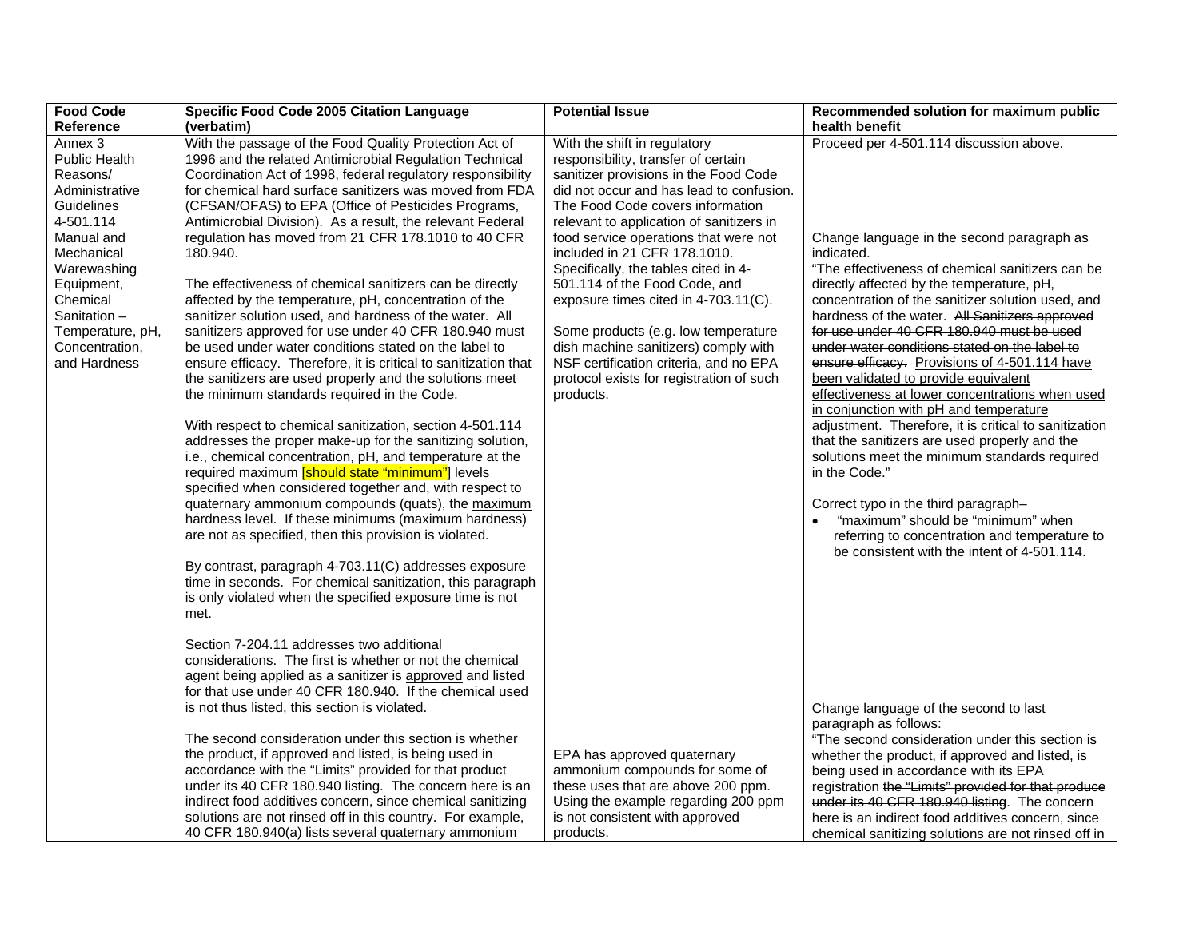| Food Code Reference | Specific Food Code 2005 Citation Language (verbatim) | Potential Issue | Recommended solution for maximum public health benefit |
|---|---|---|---|
| Annex 3 Public Health Reasons/ Administrative Guidelines 4-501.114 Manual and Mechanical Warewashing Equipment, Chemical Sanitation – Temperature, pH, Concentration, and Hardness | With the passage of the Food Quality Protection Act of 1996 and the related Antimicrobial Regulation Technical Coordination Act of 1998, federal regulatory responsibility for chemical hard surface sanitizers was moved from FDA (CFSAN/OFAS) to EPA (Office of Pesticides Programs, Antimicrobial Division). As a result, the relevant Federal regulation has moved from 21 CFR 178.1010 to 40 CFR 180.940.<br><br>The effectiveness of chemical sanitizers can be directly affected by the temperature, pH, concentration of the sanitizer solution used, and hardness of the water. All sanitizers approved for use under 40 CFR 180.940 must be used under water conditions stated on the label to ensure efficacy. Therefore, it is critical to sanitization that the sanitizers are used properly and the solutions meet the minimum standards required in the Code.<br><br>With respect to chemical sanitization, section 4-501.114 addresses the proper make-up for the sanitizing <u>solution</u>, i.e., chemical concentration, pH, and temperature at the required <u>maximum</u> [should state "minimum"] levels specified when considered together and, with respect to quaternary ammonium compounds (quats), the <u>maximum</u> hardness level. If these minimums (maximum hardness) are not as specified, then this provision is violated.<br><br>By contrast, paragraph 4-703.11(C) addresses exposure time in seconds. For chemical sanitization, this paragraph is only violated when the specified exposure time is not met.<br><br>Section 7-204.11 addresses two additional considerations. The first is whether or not the chemical agent being applied as a sanitizer is <u>approved</u> and listed for that use under 40 CFR 180.940. If the chemical used is not thus listed, this section is violated.<br><br>The second consideration under this section is whether the product, if approved and listed, is being used in accordance with the "Limits" provided for that product under its 40 CFR 180.940 listing. The concern here is an indirect food additives concern, since chemical sanitizing solutions are not rinsed off in this country. For example, 40 CFR 180.940(a) lists several quaternary ammonium | With the shift in regulatory responsibility, transfer of certain sanitizer provisions in the Food Code did not occur and has lead to confusion. The Food Code covers information relevant to application of sanitizers in food service operations that were not included in 21 CFR 178.1010. Specifically, the tables cited in 4-501.114 of the Food Code, and exposure times cited in 4-703.11(C).<br><br>Some products (e.g. low temperature dish machine sanitizers) comply with NSF certification criteria, and no EPA protocol exists for registration of such products.<br><br>EPA has approved quaternary ammonium compounds for some of these uses that are above 200 ppm. Using the example regarding 200 ppm is not consistent with approved products. | Proceed per 4-501.114 discussion above.<br><br>Change language in the second paragraph as indicated.<br>"The effectiveness of chemical sanitizers can be directly affected by the temperature, pH, concentration of the sanitizer solution used, and hardness of the water. ~~All Sanitizers approved for use under 40 CFR 180.940 must be used under water conditions stated on the label to ensure efficacy.~~ <u>Provisions of 4-501.114 have been validated to provide equivalent effectiveness at lower concentrations when used in conjunction with pH and temperature adjustment.</u> Therefore, it is critical to sanitization that the sanitizers are used properly and the solutions meet the minimum standards required in the Code."<br><br>Correct typo in the third paragraph–<br>• "maximum" should be "minimum" when referring to concentration and temperature to be consistent with the intent of 4-501.114.<br><br>Change language of the second to last paragraph as follows:<br>"The second consideration under this section is whether the product, if approved and listed, is being used in accordance with its EPA registration ~~the "Limits" provided for that produce under its 40 CFR 180.940 listing~~. The concern here is an indirect food additives concern, since chemical sanitizing solutions are not rinsed off in |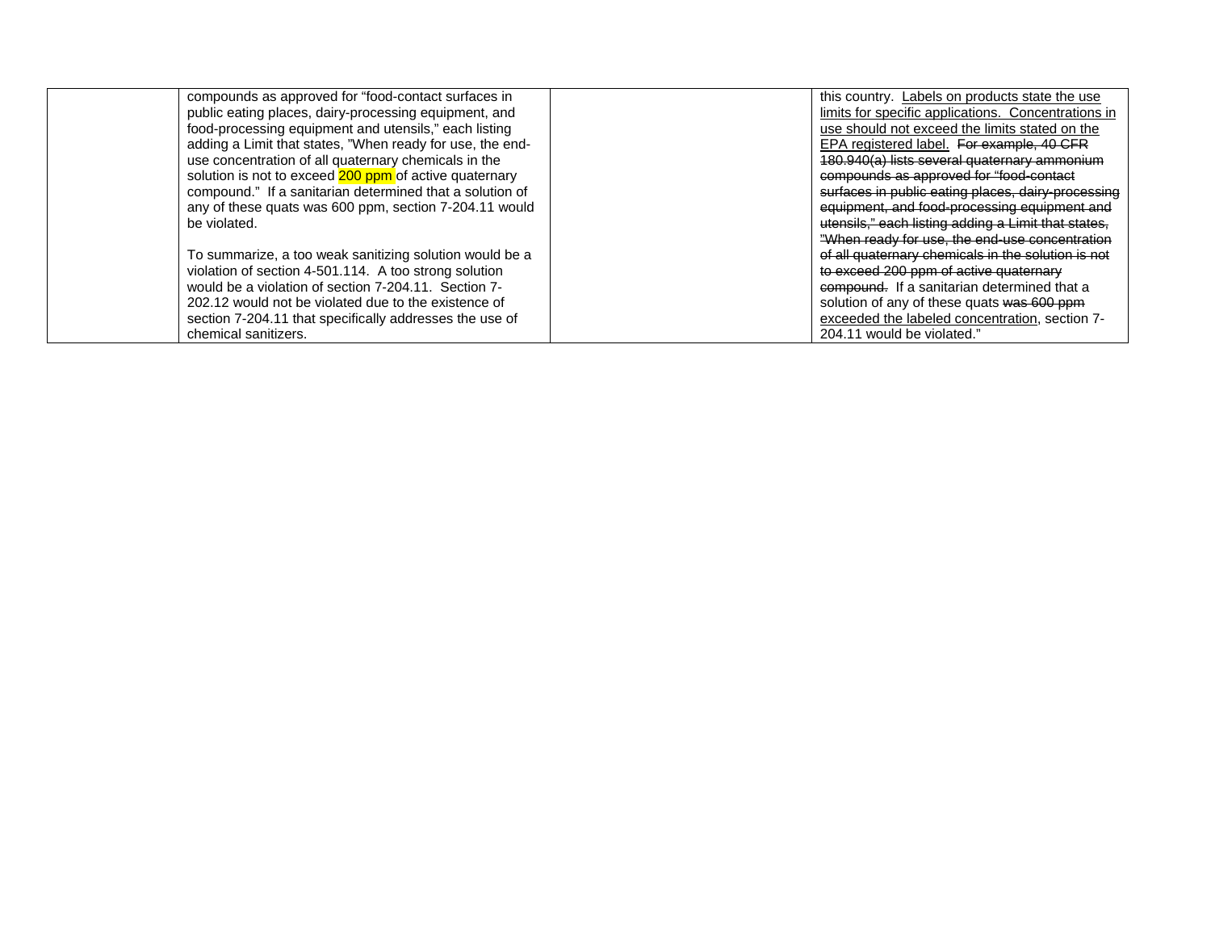| | | | |
|---|---|---|---|
| | compounds as approved for "food-contact surfaces in public eating places, dairy-processing equipment, and food-processing equipment and utensils," each listing adding a Limit that states, "When ready for use, the end-use concentration of all quaternary chemicals in the solution is not to exceed 200 ppm of active quaternary compound." If a sanitarian determined that a solution of any of these quats was 600 ppm, section 7-204.11 would be violated.<br><br>To summarize, a too weak sanitizing solution would be a violation of section 4-501.114. A too strong solution would be a violation of section 7-204.11. Section 7-202.12 would not be violated due to the existence of section 7-204.11 that specifically addresses the use of chemical sanitizers. | | this country. <u>Labels on products state the use limits for specific applications. Concentrations in use should not exceed the limits stated on the EPA registered label.</u> ~~For example, 40 CFR 180.940(a) lists several quaternary ammonium compounds as approved for "food-contact surfaces in public eating places, dairy-processing equipment, and food-processing equipment and utensils," each listing adding a Limit that states, "When ready for use, the end-use concentration of all quaternary chemicals in the solution is not to exceed 200 ppm of active quaternary compound.~~ If a sanitarian determined that a solution of any of these quats ~~was 600 ppm~~ <u>exceeded the labeled concentration</u>, section 7-204.11 would be violated." |